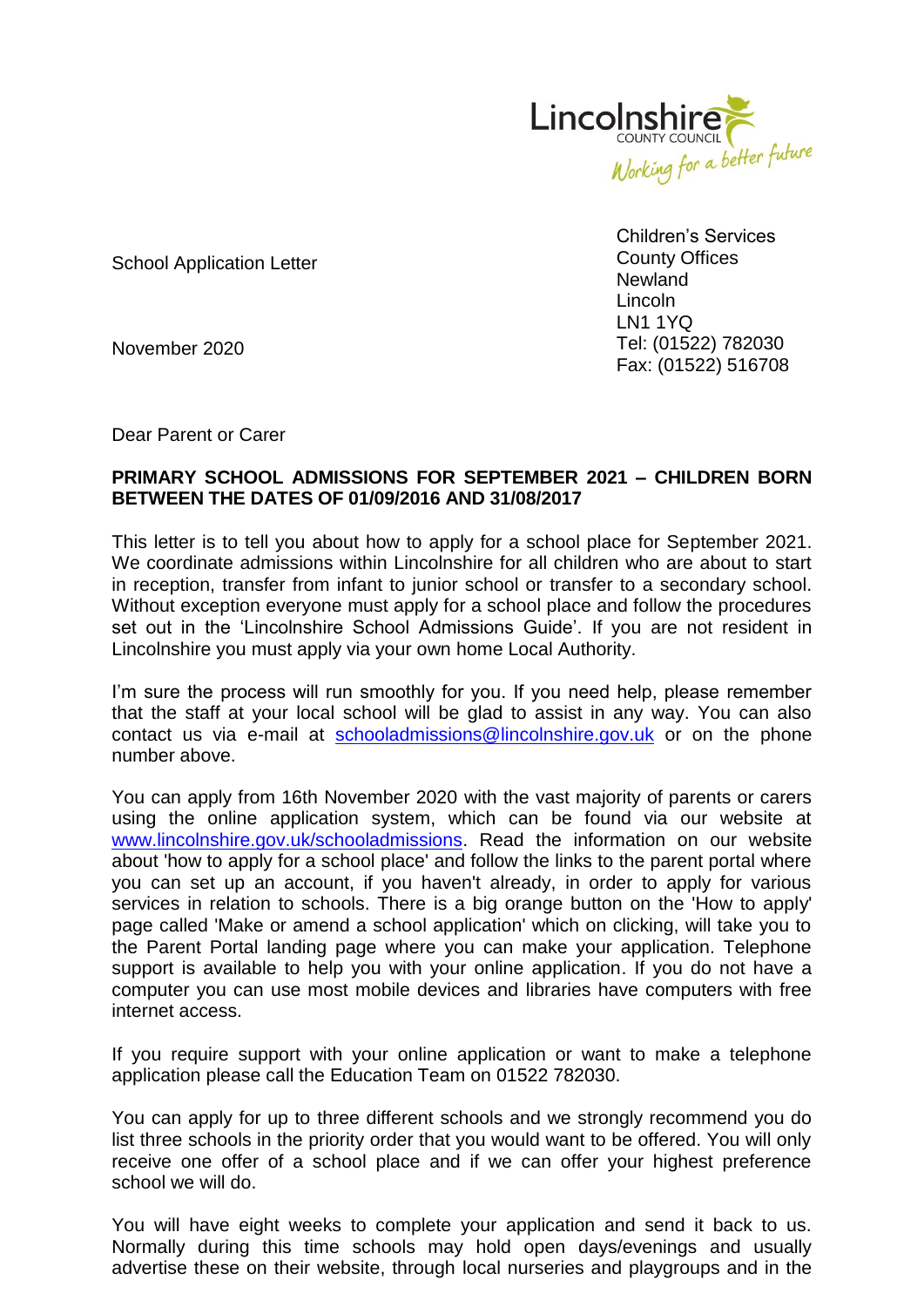Lincolnshire
COUNTY COUNCIL
Working for a better future

School Application Letter

November 2020

Children's Services
County Offices
Newland
Lincoln
LN1 1YQ
Tel: (01522) 782030
Fax: (01522) 516708

Dear Parent or Carer

**PRIMARY SCHOOL ADMISSIONS FOR SEPTEMBER 2021 – CHILDREN BORN BETWEEN THE DATES OF 01/09/2016 AND 31/08/2017**

This letter is to tell you about how to apply for a school place for September 2021. We coordinate admissions within Lincolnshire for all children who are about to start in reception, transfer from infant to junior school or transfer to a secondary school. Without exception everyone must apply for a school place and follow the procedures set out in the 'Lincolnshire School Admissions Guide'. If you are not resident in Lincolnshire you must apply via your own home Local Authority.

I'm sure the process will run smoothly for you. If you need help, please remember that the staff at your local school will be glad to assist in any way. You can also contact us via e-mail at schooladmissions@lincolnshire.gov.uk or on the phone number above.

You can apply from 16th November 2020 with the vast majority of parents or carers using the online application system, which can be found via our website at www.lincolnshire.gov.uk/schooladmissions. Read the information on our website about 'how to apply for a school place' and follow the links to the parent portal where you can set up an account, if you haven't already, in order to apply for various services in relation to schools. There is a big orange button on the 'How to apply' page called 'Make or amend a school application' which on clicking, will take you to the Parent Portal landing page where you can make your application. Telephone support is available to help you with your online application. If you do not have a computer you can use most mobile devices and libraries have computers with free internet access.

If you require support with your online application or want to make a telephone application please call the Education Team on 01522 782030.

You can apply for up to three different schools and we strongly recommend you do list three schools in the priority order that you would want to be offered. You will only receive one offer of a school place and if we can offer your highest preference school we will do.

You will have eight weeks to complete your application and send it back to us. Normally during this time schools may hold open days/evenings and usually advertise these on their website, through local nurseries and playgroups and in the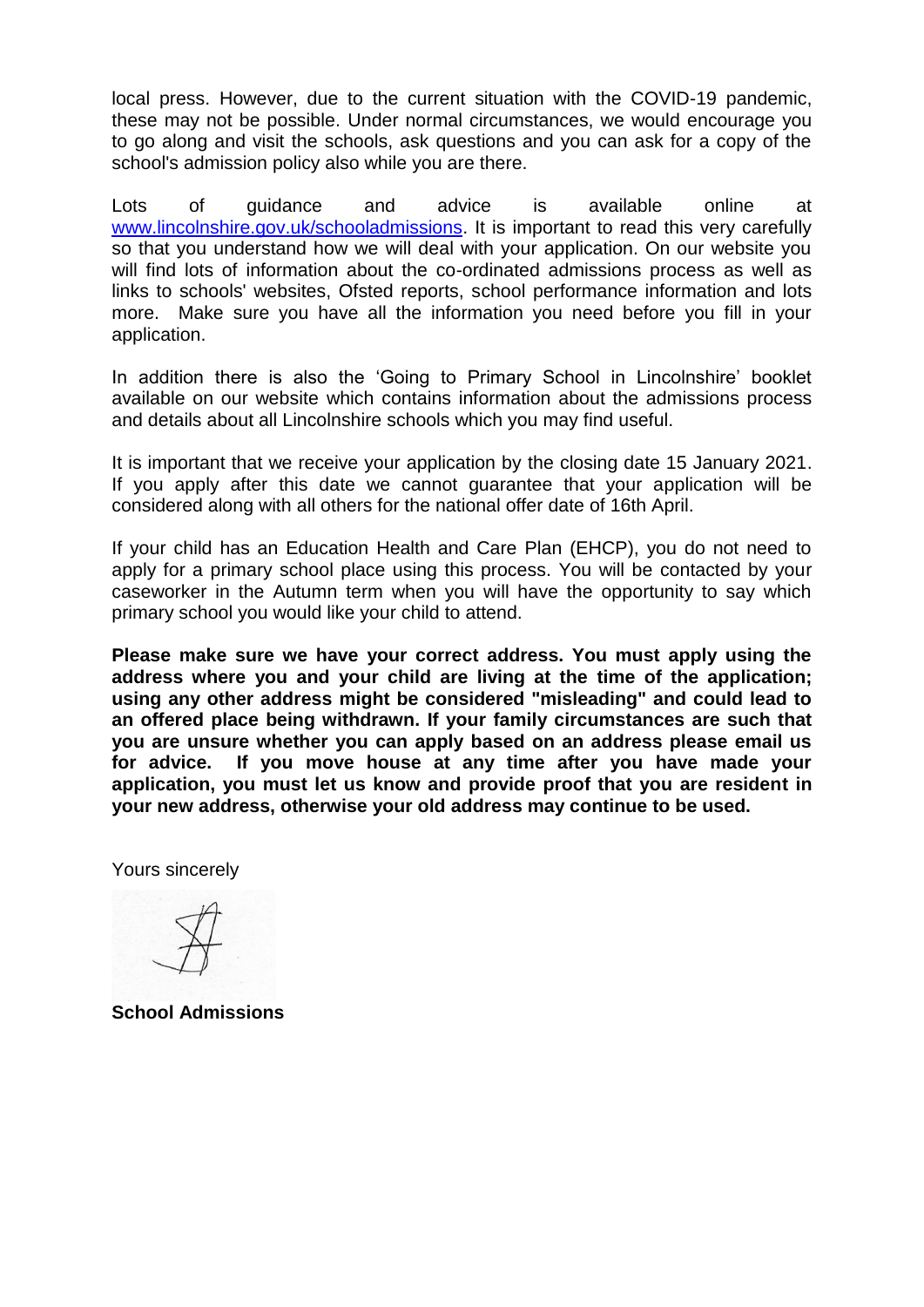local press. However, due to the current situation with the COVID-19 pandemic, these may not be possible. Under normal circumstances, we would encourage you to go along and visit the schools, ask questions and you can ask for a copy of the school's admission policy also while you are there.

Lots of guidance and advice is available online at [www.lincolnshire.gov.uk/schooladmissions](http://www.lincolnshire.gov.uk/schooladmissions). It is important to read this very carefully so that you understand how we will deal with your application. On our website you will find lots of information about the co-ordinated admissions process as well as links to schools' websites, Ofsted reports, school performance information and lots more. Make sure you have all the information you need before you fill in your application.

In addition there is also the 'Going to Primary School in Lincolnshire' booklet available on our website which contains information about the admissions process and details about all Lincolnshire schools which you may find useful.

It is important that we receive your application by the closing date 15 January 2021. If you apply after this date we cannot guarantee that your application will be considered along with all others for the national offer date of 16th April.

If your child has an Education Health and Care Plan (EHCP), you do not need to apply for a primary school place using this process. You will be contacted by your caseworker in the Autumn term when you will have the opportunity to say which primary school you would like your child to attend.

**Please make sure we have your correct address. You must apply using the address where you and your child are living at the time of the application; using any other address might be considered "misleading" and could lead to an offered place being withdrawn. If your family circumstances are such that you are unsure whether you can apply based on an address please email us for advice. If you move house at any time after you have made your application, you must let us know and provide proof that you are resident in your new address, otherwise your old address may continue to be used.**

Yours sincerely

**School Admissions**